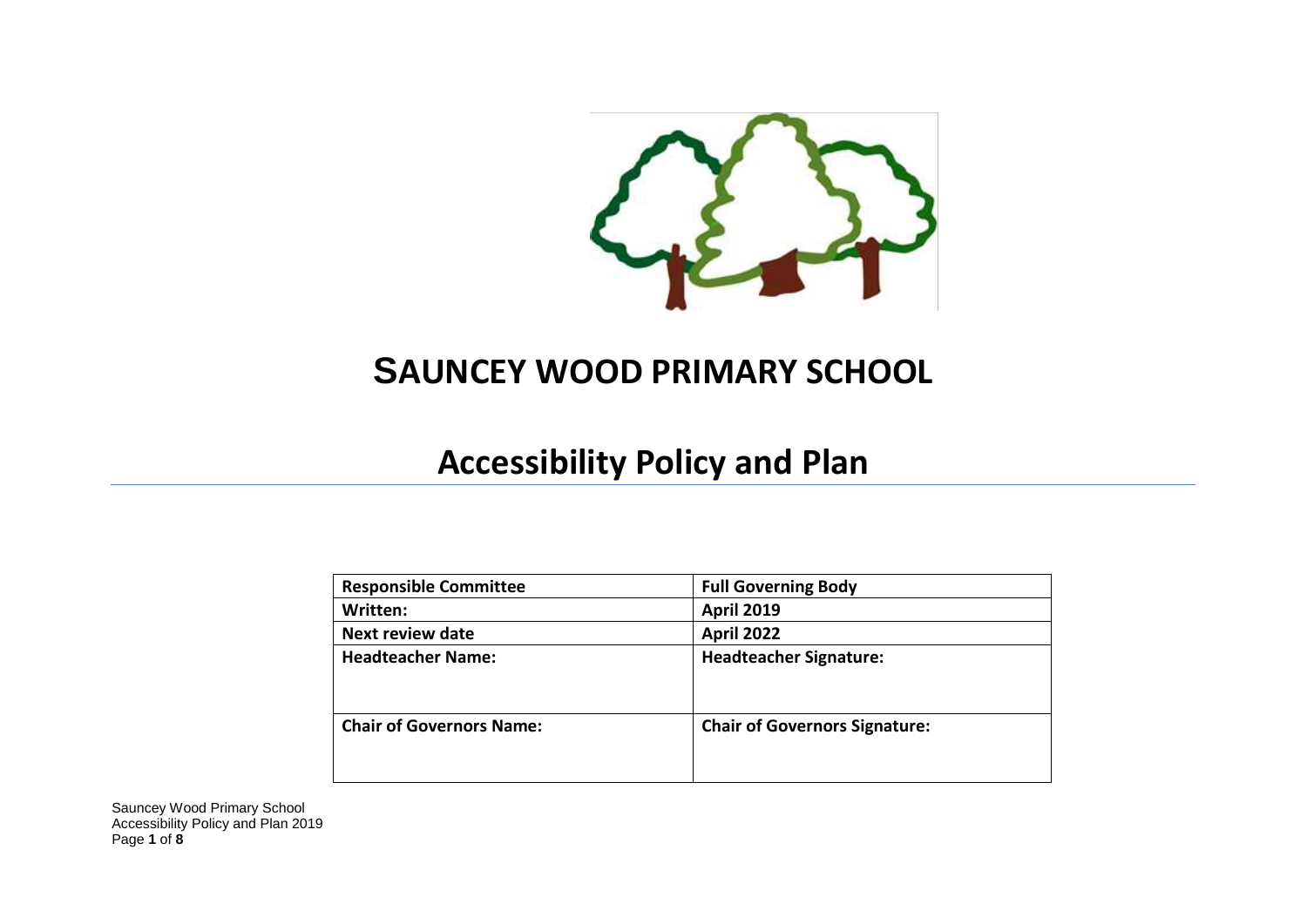# SAUNCEY WOOD PRIMARY SCHOOL

## Accessibility Policy and Plan

| Responsible Committee | Full Governing Body |
| --- | --- |
| **Written:** | **April 2019** |
| **Next review date** | **April 2022** |
| **Headteacher Name:** | **Headteacher Signature:** |
| **Chair of Governors Name:** | **Chair of Governors Signature:** |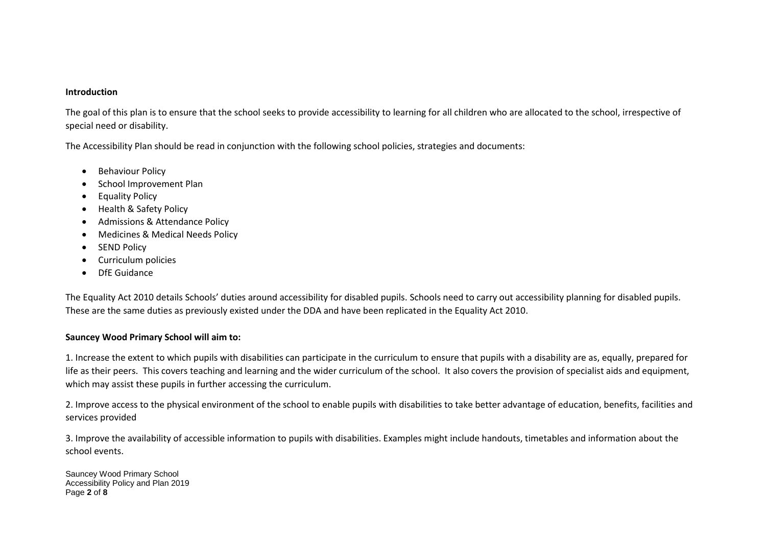**Introduction**

The goal of this plan is to ensure that the school seeks to provide accessibility to learning for all children who are allocated to the school, irrespective of special need or disability.

The Accessibility Plan should be read in conjunction with the following school policies, strategies and documents:

- Behaviour Policy
- School Improvement Plan
- Equality Policy
- Health & Safety Policy
- Admissions & Attendance Policy
- Medicines & Medical Needs Policy
- SEND Policy
- Curriculum policies
- DfE Guidance

The Equality Act 2010 details Schools' duties around accessibility for disabled pupils. Schools need to carry out accessibility planning for disabled pupils. These are the same duties as previously existed under the DDA and have been replicated in the Equality Act 2010.

**Sauncey Wood Primary School will aim to:**

1. Increase the extent to which pupils with disabilities can participate in the curriculum to ensure that pupils with a disability are as, equally, prepared for life as their peers. This covers teaching and learning and the wider curriculum of the school. It also covers the provision of specialist aids and equipment, which may assist these pupils in further accessing the curriculum.

2. Improve access to the physical environment of the school to enable pupils with disabilities to take better advantage of education, benefits, facilities and services provided

3. Improve the availability of accessible information to pupils with disabilities. Examples might include handouts, timetables and information about the school events.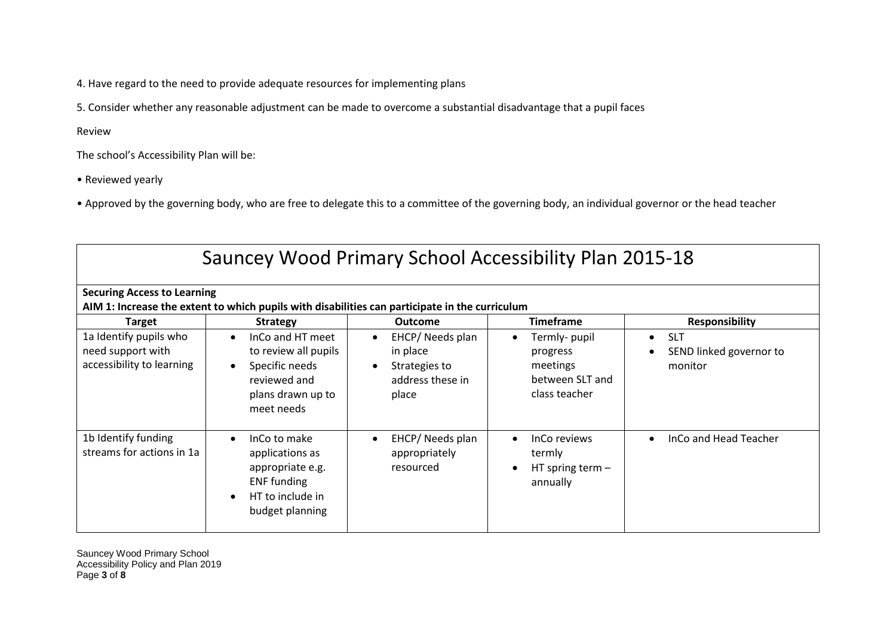4. Have regard to the need to provide adequate resources for implementing plans

5. Consider whether any reasonable adjustment can be made to overcome a substantial disadvantage that a pupil faces

Review

The school's Accessibility Plan will be:

• Reviewed yearly

• Approved by the governing body, who are free to delegate this to a committee of the governing body, an individual governor or the head teacher

# Sauncey Wood Primary School Accessibility Plan 2015-18

**Securing Access to Learning**
**AIM 1: Increase the extent to which pupils with disabilities can participate in the curriculum**

| Target | Strategy | Outcome | Timeframe | Responsibility |
|---|---|---|---|---|
| 1a Identify pupils who need support with accessibility to learning | • InCo and HT meet to review all pupils<br>• Specific needs reviewed and plans drawn up to meet needs | • EHCP/ Needs plan in place<br>• Strategies to address these in place | • Termly- pupil progress meetings between SLT and class teacher | • SLT<br>• SEND linked governor to monitor |
| 1b Identify funding streams for actions in 1a | • InCo to make applications as appropriate e.g. ENF funding<br>• HT to include in budget planning | • EHCP/ Needs plan appropriately resourced | • InCo reviews termly<br>• HT spring term – annually | • InCo and Head Teacher |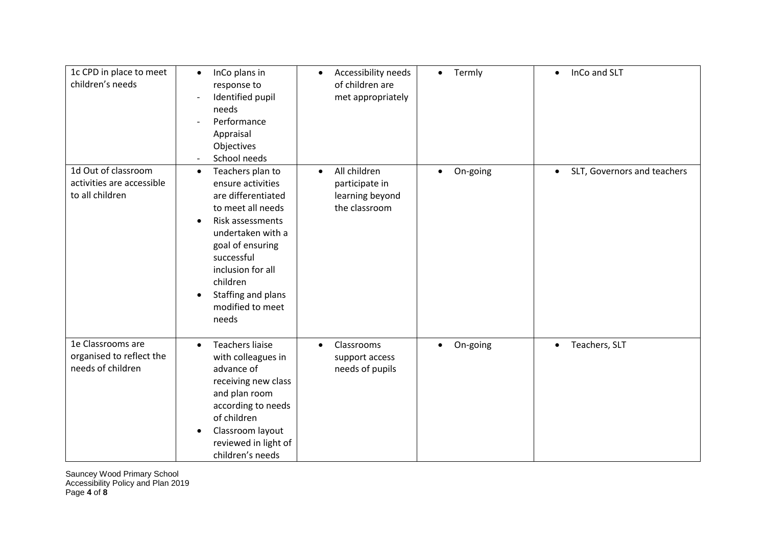| | | | | |
|---|---|---|---|---|
| 1c CPD in place to meet children's needs | • InCo plans in response to<br>- Identified pupil needs<br>- Performance Appraisal Objectives<br>- School needs | • Accessibility needs of children are met appropriately | • Termly | • InCo and SLT |
| 1d Out of classroom activities are accessible to all children | • Teachers plan to ensure activities are differentiated to meet all needs<br>• Risk assessments undertaken with a goal of ensuring successful inclusion for all children<br>• Staffing and plans modified to meet needs | • All children participate in learning beyond the classroom | • On-going | • SLT, Governors and teachers |
| 1e Classrooms are organised to reflect the needs of children | • Teachers liaise with colleagues in advance of receiving new class and plan room according to needs of children<br>• Classroom layout reviewed in light of children's needs | • Classrooms support access needs of pupils | • On-going | • Teachers, SLT |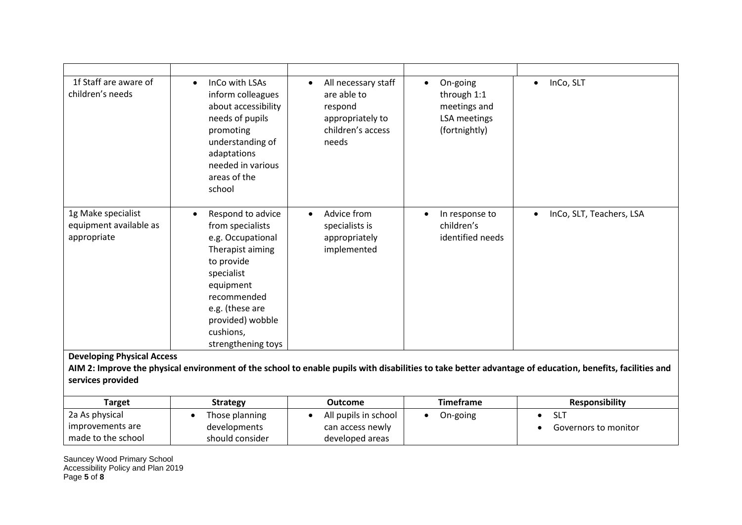| | | | | |
|---|---|---|---|---|
| 1f Staff are aware of children's needs | • InCo with LSAs inform colleagues about accessibility needs of pupils promoting understanding of adaptations needed in various areas of the school | • All necessary staff are able to respond appropriately to children's access needs | • On-going through 1:1 meetings and LSA meetings (fortnightly) | • InCo, SLT |
| 1g Make specialist equipment available as appropriate | • Respond to advice from specialists e.g. Occupational Therapist aiming to provide specialist equipment recommended e.g. (these are provided) wobble cushions, strengthening toys | • Advice from specialists is appropriately implemented | • In response to children's identified needs | • InCo, SLT, Teachers, LSA |

**Developing Physical Access**

**AIM 2: Improve the physical environment of the school to enable pupils with disabilities to take better advantage of education, benefits, facilities and services provided**

| Target | Strategy | Outcome | Timeframe | Responsibility |
|---|---|---|---|---|
| 2a As physical improvements are made to the school | • Those planning developments should consider | • All pupils in school can access newly developed areas | • On-going | • SLT<br>• Governors to monitor |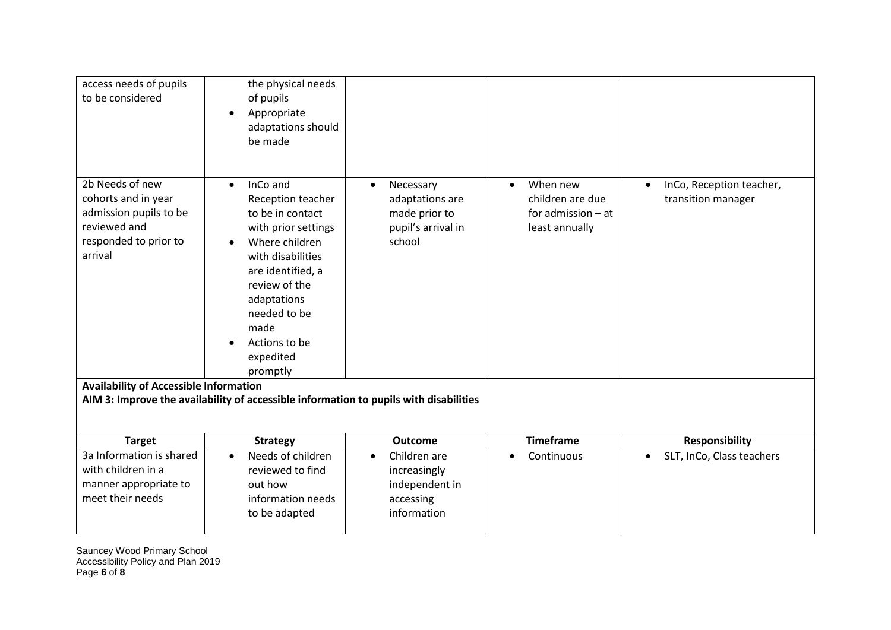| | | | | |
|---|---|---|---|---|
| access needs of pupils to be considered | • the physical needs of pupils<br>• Appropriate adaptations should be made | | | |
| 2b Needs of new cohorts and in year admission pupils to be reviewed and responded to prior to arrival | • InCo and Reception teacher to be in contact with prior settings<br>• Where children with disabilities are identified, a review of the adaptations needed to be made<br>• Actions to be expedited promptly | • Necessary adaptations are made prior to pupil's arrival in school | • When new children are due for admission – at least annually | • InCo, Reception teacher, transition manager |

**Availability of Accessible Information**

**AIM 3: Improve the availability of accessible information to pupils with disabilities**

| Target | Strategy | Outcome | Timeframe | Responsibility |
|---|---|---|---|---|
| 3a Information is shared with children in a manner appropriate to meet their needs | • Needs of children reviewed to find out how information needs to be adapted | • Children are increasingly independent in accessing information | • Continuous | • SLT, InCo, Class teachers |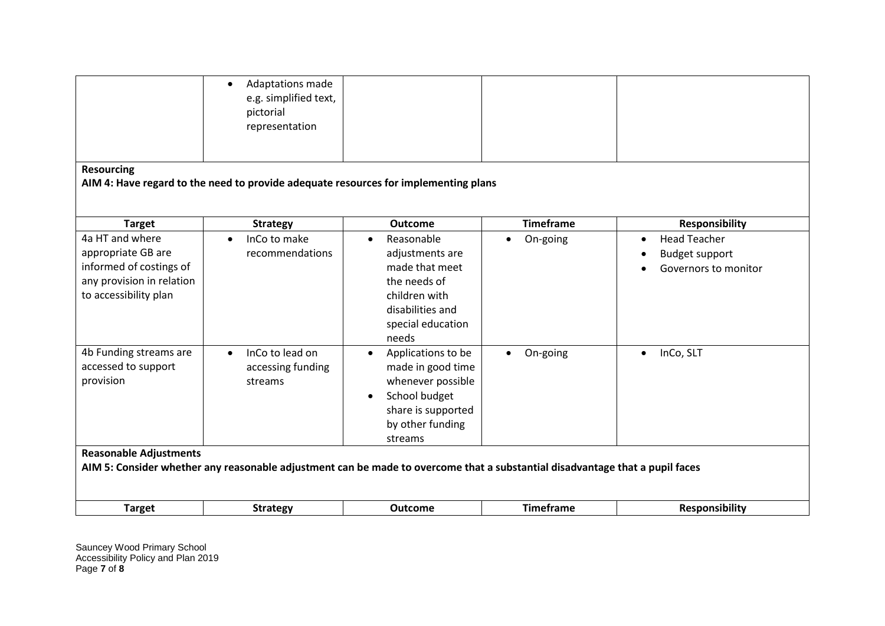| | | | | |
|---|---|---|---|---|
| | • Adaptations made e.g. simplified text, pictorial representation | | | |

**Resourcing**

**AIM 4: Have regard to the need to provide adequate resources for implementing plans**

| Target | Strategy | Outcome | Timeframe | Responsibility |
|---|---|---|---|---|
| 4a HT and where appropriate GB are informed of costings of any provision in relation to accessibility plan | • InCo to make recommendations | • Reasonable adjustments are made that meet the needs of children with disabilities and special education needs | • On-going | • Head Teacher<br>• Budget support<br>• Governors to monitor |
| 4b Funding streams are accessed to support provision | • InCo to lead on accessing funding streams | • Applications to be made in good time whenever possible<br>• School budget share is supported by other funding streams | • On-going | • InCo, SLT |

**Reasonable Adjustments**

**AIM 5: Consider whether any reasonable adjustment can be made to overcome that a substantial disadvantage that a pupil faces**

| Target | Strategy | Outcome | Timeframe | Responsibility |
|---|---|---|---|---|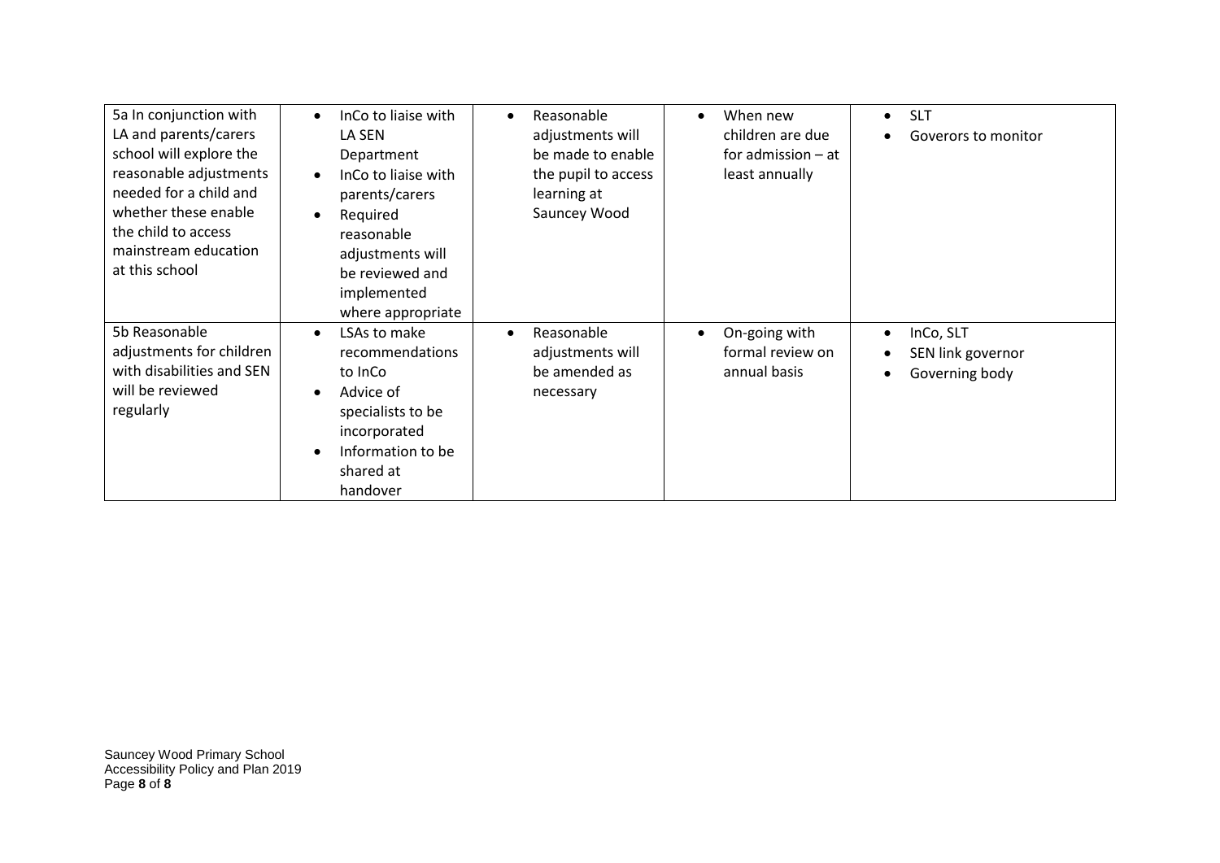| | | | | |
|---|---|---|---|---|
| 5a In conjunction with LA and parents/carers school will explore the reasonable adjustments needed for a child and whether these enable the child to access mainstream education at this school | • InCo to liaise with LA SEN Department<br>• InCo to liaise with parents/carers<br>• Required reasonable adjustments will be reviewed and implemented where appropriate | • Reasonable adjustments will be made to enable the pupil to access learning at Sauncey Wood | • When new children are due for admission – at least annually | • SLT<br>• Goverors to monitor |
| 5b Reasonable adjustments for children with disabilities and SEN will be reviewed regularly | • LSAs to make recommendations to InCo<br>• Advice of specialists to be incorporated<br>• Information to be shared at handover | • Reasonable adjustments will be amended as necessary | • On-going with formal review on annual basis | • InCo, SLT<br>• SEN link governor<br>• Governing body |